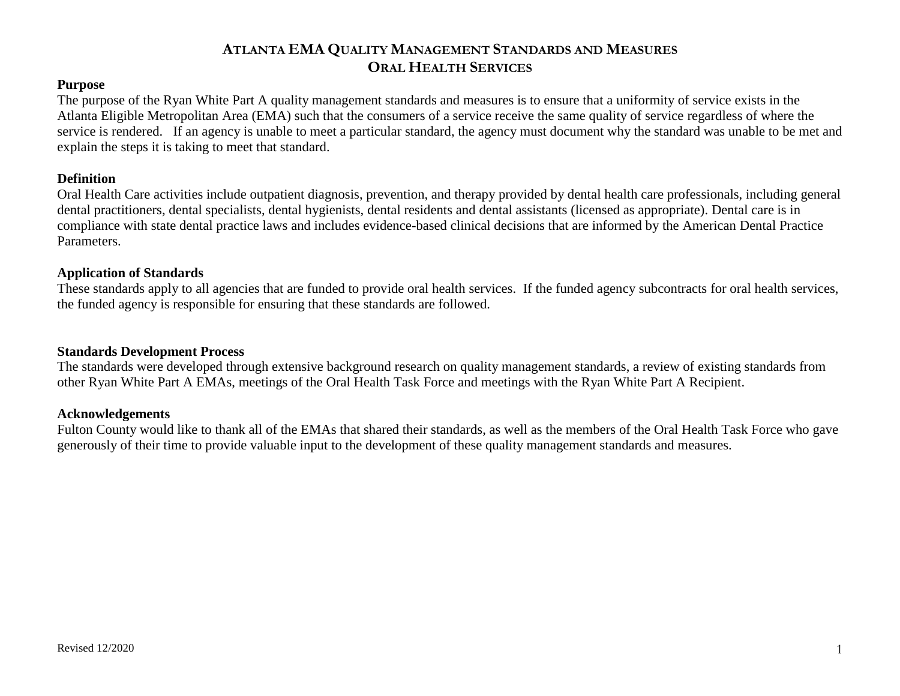# ATLANTA EMA QUALITY MANAGEMENT STANDARDS AND MEASURES
## ORAL HEALTH SERVICES

**Purpose**

The purpose of the Ryan White Part A quality management standards and measures is to ensure that a uniformity of service exists in the Atlanta Eligible Metropolitan Area (EMA) such that the consumers of a service receive the same quality of service regardless of where the service is rendered. If an agency is unable to meet a particular standard, the agency must document why the standard was unable to be met and explain the steps it is taking to meet that standard.

**Definition**

Oral Health Care activities include outpatient diagnosis, prevention, and therapy provided by dental health care professionals, including general dental practitioners, dental specialists, dental hygienists, dental residents and dental assistants (licensed as appropriate). Dental care is in compliance with state dental practice laws and includes evidence-based clinical decisions that are informed by the American Dental Practice Parameters.

**Application of Standards**

These standards apply to all agencies that are funded to provide oral health services. If the funded agency subcontracts for oral health services, the funded agency is responsible for ensuring that these standards are followed.

**Standards Development Process**

The standards were developed through extensive background research on quality management standards, a review of existing standards from other Ryan White Part A EMAs, meetings of the Oral Health Task Force and meetings with the Ryan White Part A Recipient.

**Acknowledgements**

Fulton County would like to thank all of the EMAs that shared their standards, as well as the members of the Oral Health Task Force who gave generously of their time to provide valuable input to the development of these quality management standards and measures.

Revised 12/2020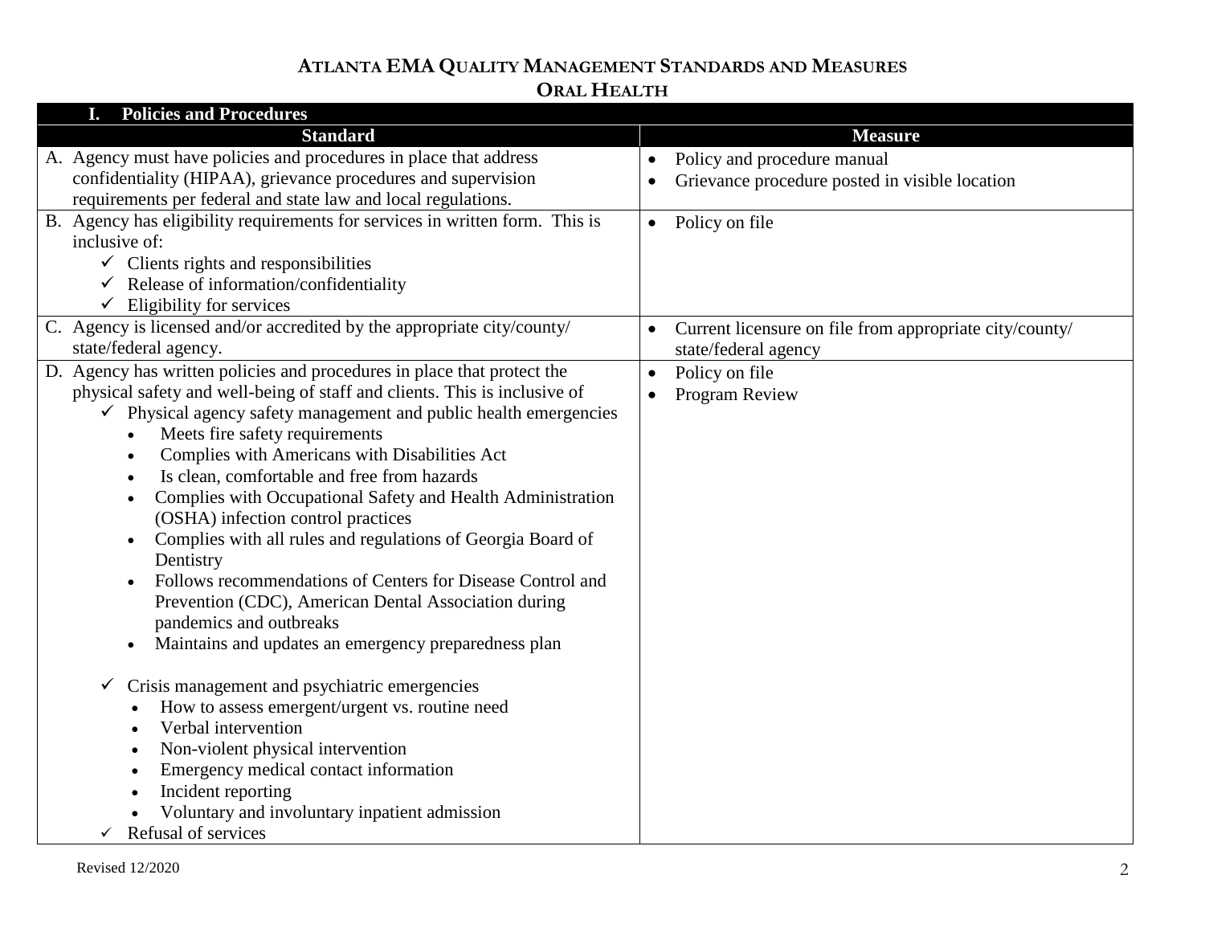# ATLANTA EMA QUALITY MANAGEMENT STANDARDS AND MEASURES
## ORAL HEALTH

| I. Policies and Procedures | |
|---|---|
| **Standard** | **Measure** |
| A. Agency must have policies and procedures in place that address confidentiality (HIPAA), grievance procedures and supervision requirements per federal and state law and local regulations. | • Policy and procedure manual<br>• Grievance procedure posted in visible location |
| B. Agency has eligibility requirements for services in written form. This is inclusive of:<br>✓ Clients rights and responsibilities<br>✓ Release of information/confidentiality<br>✓ Eligibility for services | • Policy on file |
| C. Agency is licensed and/or accredited by the appropriate city/county/ state/federal agency. | • Current licensure on file from appropriate city/county/ state/federal agency |
| D. Agency has written policies and procedures in place that protect the physical safety and well-being of staff and clients. This is inclusive of<br>✓ Physical agency safety management and public health emergencies<br>• Meets fire safety requirements<br>• Complies with Americans with Disabilities Act<br>• Is clean, comfortable and free from hazards<br>• Complies with Occupational Safety and Health Administration (OSHA) infection control practices<br>• Complies with all rules and regulations of Georgia Board of Dentistry<br>• Follows recommendations of Centers for Disease Control and Prevention (CDC), American Dental Association during pandemics and outbreaks<br>• Maintains and updates an emergency preparedness plan<br>✓ Crisis management and psychiatric emergencies<br>• How to assess emergent/urgent vs. routine need<br>• Verbal intervention<br>• Non-violent physical intervention<br>• Emergency medical contact information<br>• Incident reporting<br>• Voluntary and involuntary inpatient admission<br>✓ Refusal of services | • Policy on file<br>• Program Review |

Revised 12/2020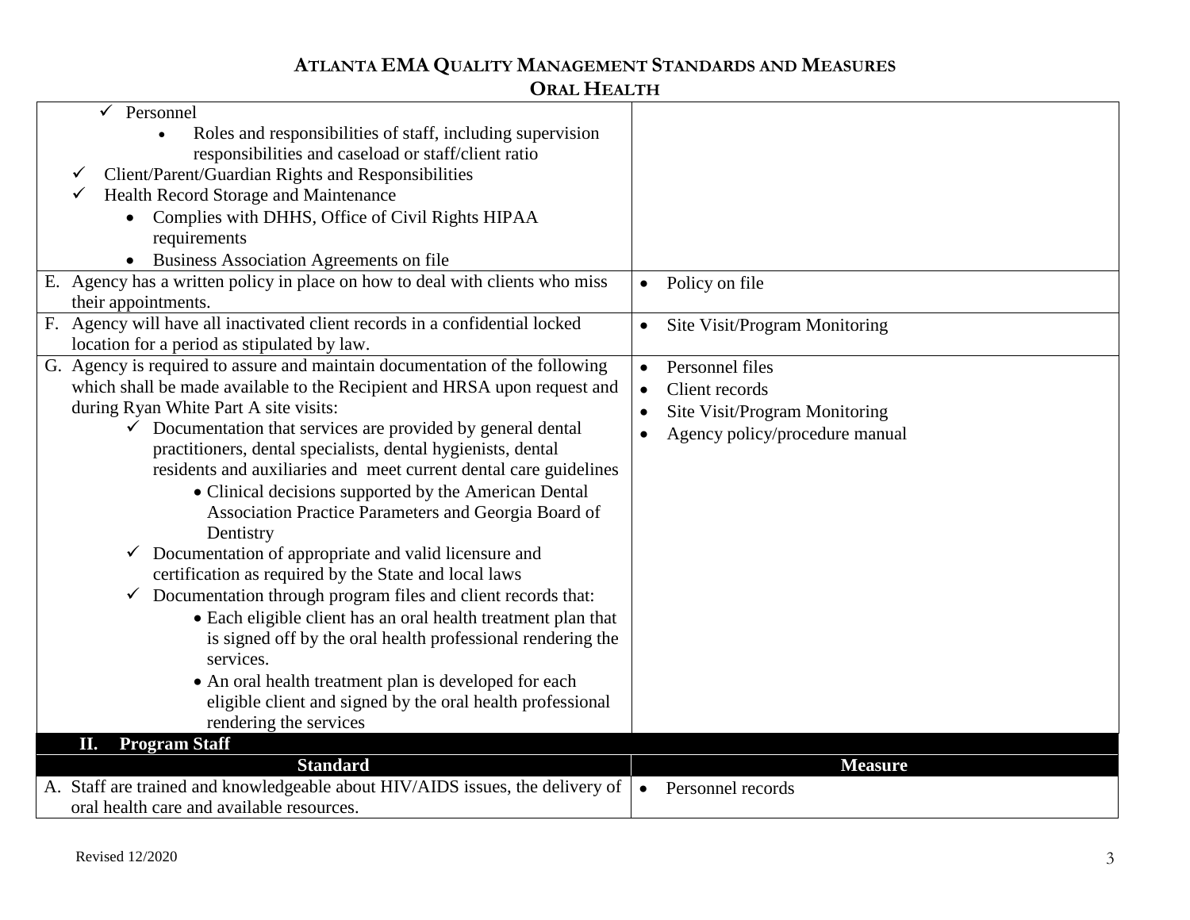| | |
|---|---|
| ✓ Personnel<br>• Roles and responsibilities of staff, including supervision responsibilities and caseload or staff/client ratio<br>✓ Client/Parent/Guardian Rights and Responsibilities<br>✓ Health Record Storage and Maintenance<br>• Complies with DHHS, Office of Civil Rights HIPAA requirements<br>• Business Association Agreements on file | |
| E. Agency has a written policy in place on how to deal with clients who miss their appointments. | • Policy on file |
| F. Agency will have all inactivated client records in a confidential locked location for a period as stipulated by law. | • Site Visit/Program Monitoring |
| G. Agency is required to assure and maintain documentation of the following which shall be made available to the Recipient and HRSA upon request and during Ryan White Part A site visits:<br>✓ Documentation that services are provided by general dental practitioners, dental specialists, dental hygienists, dental residents and auxiliaries and meet current dental care guidelines<br>• Clinical decisions supported by the American Dental Association Practice Parameters and Georgia Board of Dentistry<br>✓ Documentation of appropriate and valid licensure and certification as required by the State and local laws<br>✓ Documentation through program files and client records that:<br>• Each eligible client has an oral health treatment plan that is signed off by the oral health professional rendering the services.<br>• An oral health treatment plan is developed for each eligible client and signed by the oral health professional rendering the services | • Personnel files<br>• Client records<br>• Site Visit/Program Monitoring<br>• Agency policy/procedure manual |

**II. Program Staff**

| Standard | Measure |
|---|---|
| A. Staff are trained and knowledgeable about HIV/AIDS issues, the delivery of oral health care and available resources. | • Personnel records |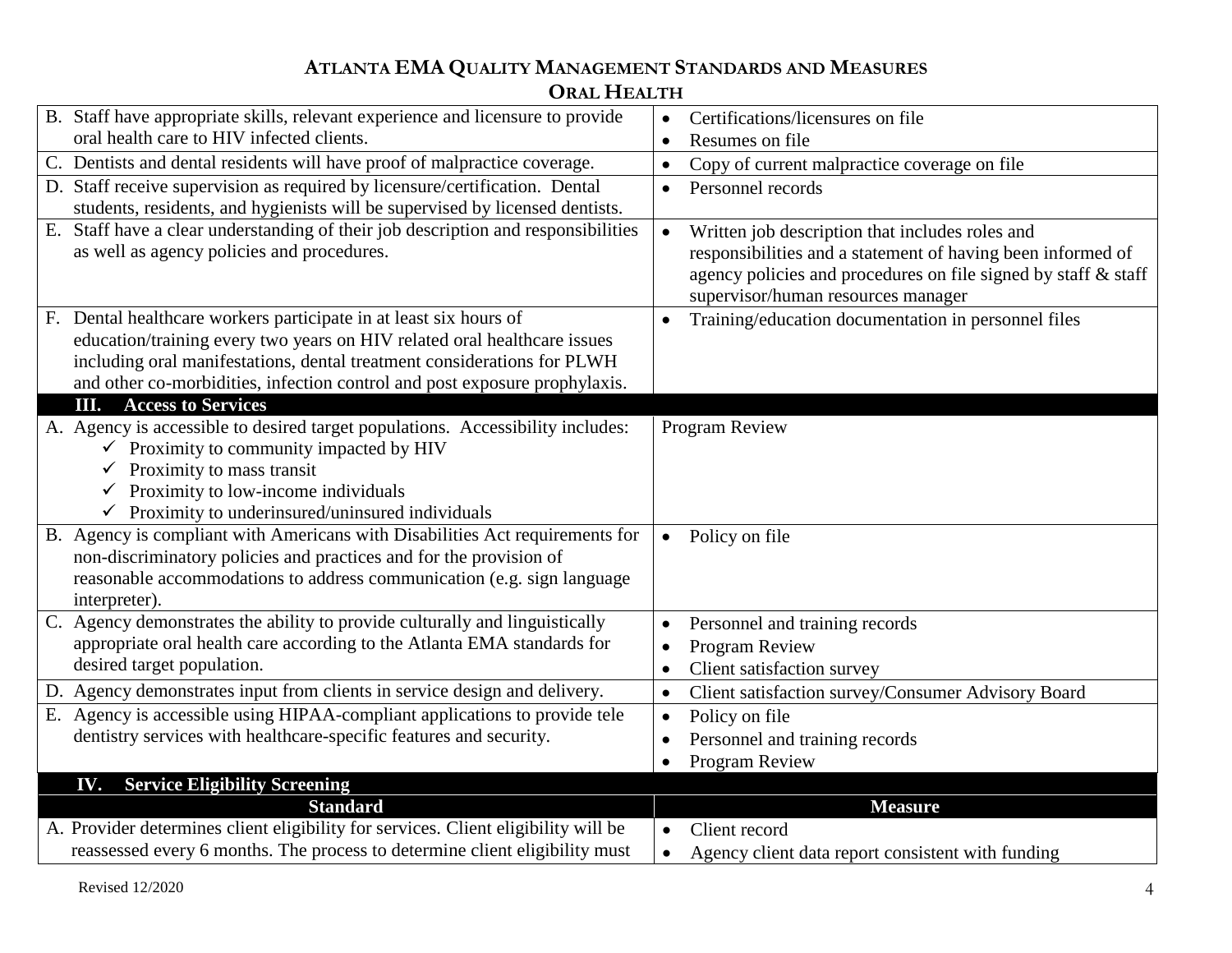# ATLANTA EMA QUALITY MANAGEMENT STANDARDS AND MEASURES
## ORAL HEALTH

| Standard | Measure |
|---|---|
| B. Staff have appropriate skills, relevant experience and licensure to provide oral health care to HIV infected clients. | • Certifications/licensures on file<br>• Resumes on file |
| C. Dentists and dental residents will have proof of malpractice coverage. | • Copy of current malpractice coverage on file |
| D. Staff receive supervision as required by licensure/certification. Dental students, residents, and hygienists will be supervised by licensed dentists. | • Personnel records |
| E. Staff have a clear understanding of their job description and responsibilities as well as agency policies and procedures. | • Written job description that includes roles and responsibilities and a statement of having been informed of agency policies and procedures on file signed by staff & staff supervisor/human resources manager |
| F. Dental healthcare workers participate in at least six hours of education/training every two years on HIV related oral healthcare issues including oral manifestations, dental treatment considerations for PLWH and other co-morbidities, infection control and post exposure prophylaxis. | • Training/education documentation in personnel files |
| **III. Access to Services** | |
| A. Agency is accessible to desired target populations. Accessibility includes:<br>✓ Proximity to community impacted by HIV<br>✓ Proximity to mass transit<br>✓ Proximity to low-income individuals<br>✓ Proximity to underinsured/uninsured individuals | Program Review |
| B. Agency is compliant with Americans with Disabilities Act requirements for non-discriminatory policies and practices and for the provision of reasonable accommodations to address communication (e.g. sign language interpreter). | • Policy on file |
| C. Agency demonstrates the ability to provide culturally and linguistically appropriate oral health care according to the Atlanta EMA standards for desired target population. | • Personnel and training records<br>• Program Review<br>• Client satisfaction survey |
| D. Agency demonstrates input from clients in service design and delivery. | • Client satisfaction survey/Consumer Advisory Board |
| E. Agency is accessible using HIPAA-compliant applications to provide tele dentistry services with healthcare-specific features and security. | • Policy on file<br>• Personnel and training records<br>• Program Review |
| **IV. Service Eligibility Screening** | |
| **Standard** | **Measure** |
| A. Provider determines client eligibility for services. Client eligibility will be reassessed every 6 months. The process to determine client eligibility must | • Client record<br>• Agency client data report consistent with funding |

Revised 12/2020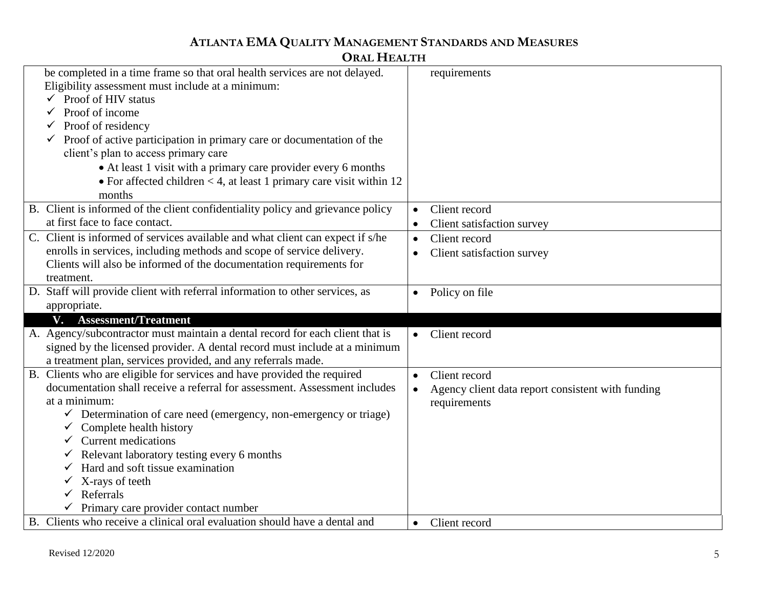| Standard | Measure |
|---|---|
| be completed in a time frame so that oral health services are not delayed. Eligibility assessment must include at a minimum:<br>✓ Proof of HIV status<br>✓ Proof of income<br>✓ Proof of residency<br>✓ Proof of active participation in primary care or documentation of the client's plan to access primary care<br>• At least 1 visit with a primary care provider every 6 months<br>• For affected children < 4, at least 1 primary care visit within 12 months | requirements |
| B. Client is informed of the client confidentiality policy and grievance policy at first face to face contact. | • Client record<br>• Client satisfaction survey |
| C. Client is informed of services available and what client can expect if s/he enrolls in services, including methods and scope of service delivery. Clients will also be informed of the documentation requirements for treatment. | • Client record<br>• Client satisfaction survey |
| D. Staff will provide client with referral information to other services, as appropriate. | • Policy on file |
| **V. Assessment/Treatment** | |
| A. Agency/subcontractor must maintain a dental record for each client that is signed by the licensed provider. A dental record must include at a minimum a treatment plan, services provided, and any referrals made. | • Client record |
| B. Clients who are eligible for services and have provided the required documentation shall receive a referral for assessment. Assessment includes at a minimum:<br>✓ Determination of care need (emergency, non-emergency or triage)<br>✓ Complete health history<br>✓ Current medications<br>✓ Relevant laboratory testing every 6 months<br>✓ Hard and soft tissue examination<br>✓ X-rays of teeth<br>✓ Referrals<br>✓ Primary care provider contact number | • Client record<br>• Agency client data report consistent with funding requirements |
| B. Clients who receive a clinical oral evaluation should have a dental and | • Client record |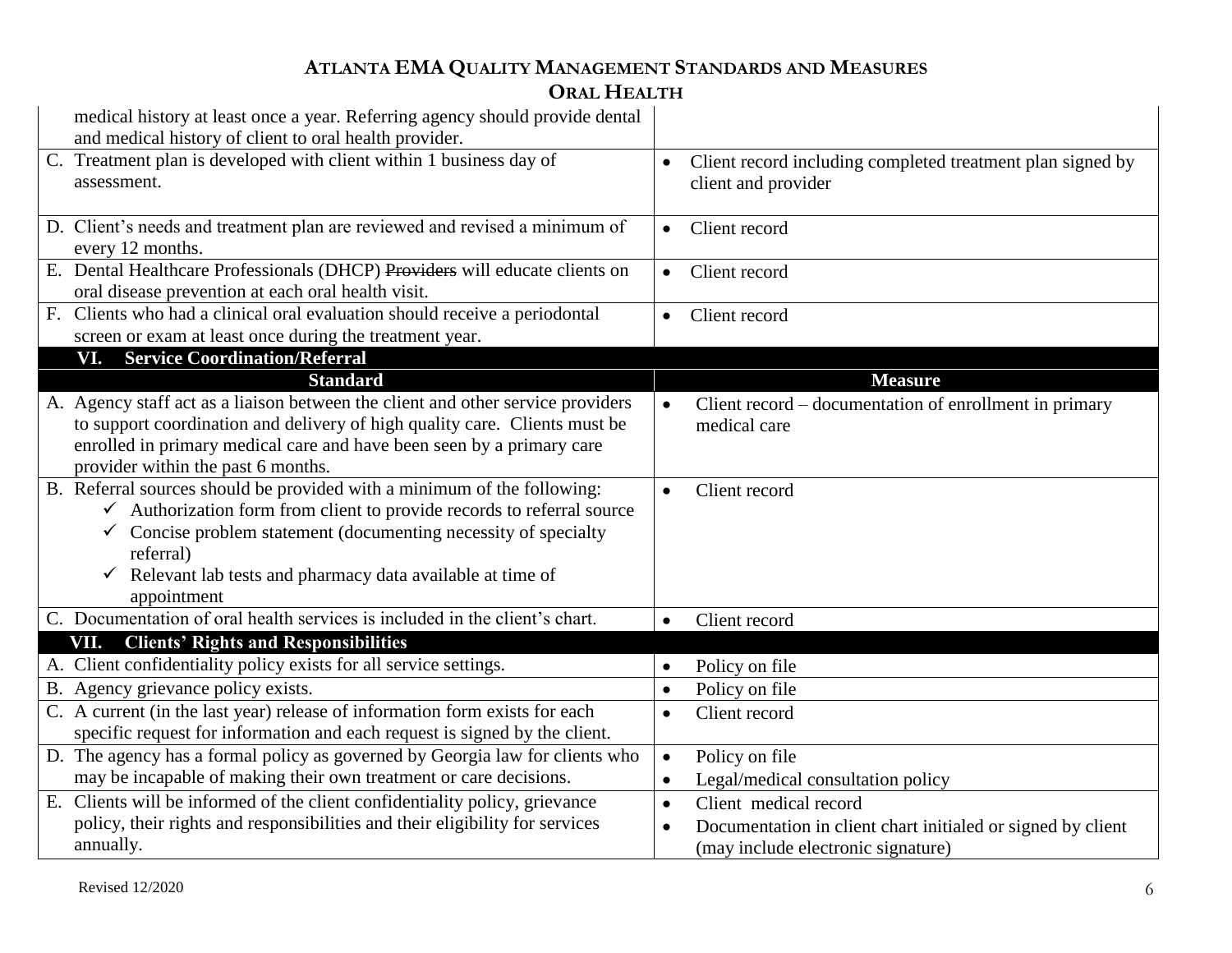| Standard | Measure |
|---|---|
| medical history at least once a year. Referring agency should provide dental and medical history of client to oral health provider. | |
| C. Treatment plan is developed with client within 1 business day of assessment. | • Client record including completed treatment plan signed by client and provider |
| D. Client's needs and treatment plan are reviewed and revised a minimum of every 12 months. | • Client record |
| E. Dental Healthcare Professionals (DHCP) ~~Providers~~ will educate clients on oral disease prevention at each oral health visit. | • Client record |
| F. Clients who had a clinical oral evaluation should receive a periodontal screen or exam at least once during the treatment year. | • Client record |

## VI. Service Coordination/Referral

| Standard | Measure |
|---|---|
| A. Agency staff act as a liaison between the client and other service providers to support coordination and delivery of high quality care. Clients must be enrolled in primary medical care and have been seen by a primary care provider within the past 6 months. | • Client record – documentation of enrollment in primary medical care |
| B. Referral sources should be provided with a minimum of the following: ✓ Authorization form from client to provide records to referral source ✓ Concise problem statement (documenting necessity of specialty referral) ✓ Relevant lab tests and pharmacy data available at time of appointment | • Client record |
| C. Documentation of oral health services is included in the client's chart. | • Client record |

## VII. Clients' Rights and Responsibilities

| Standard | Measure |
|---|---|
| A. Client confidentiality policy exists for all service settings. | • Policy on file |
| B. Agency grievance policy exists. | • Policy on file |
| C. A current (in the last year) release of information form exists for each specific request for information and each request is signed by the client. | • Client record |
| D. The agency has a formal policy as governed by Georgia law for clients who may be incapable of making their own treatment or care decisions. | • Policy on file • Legal/medical consultation policy |
| E. Clients will be informed of the client confidentiality policy, grievance policy, their rights and responsibilities and their eligibility for services annually. | • Client medical record • Documentation in client chart initialed or signed by client (may include electronic signature) |

Revised 12/2020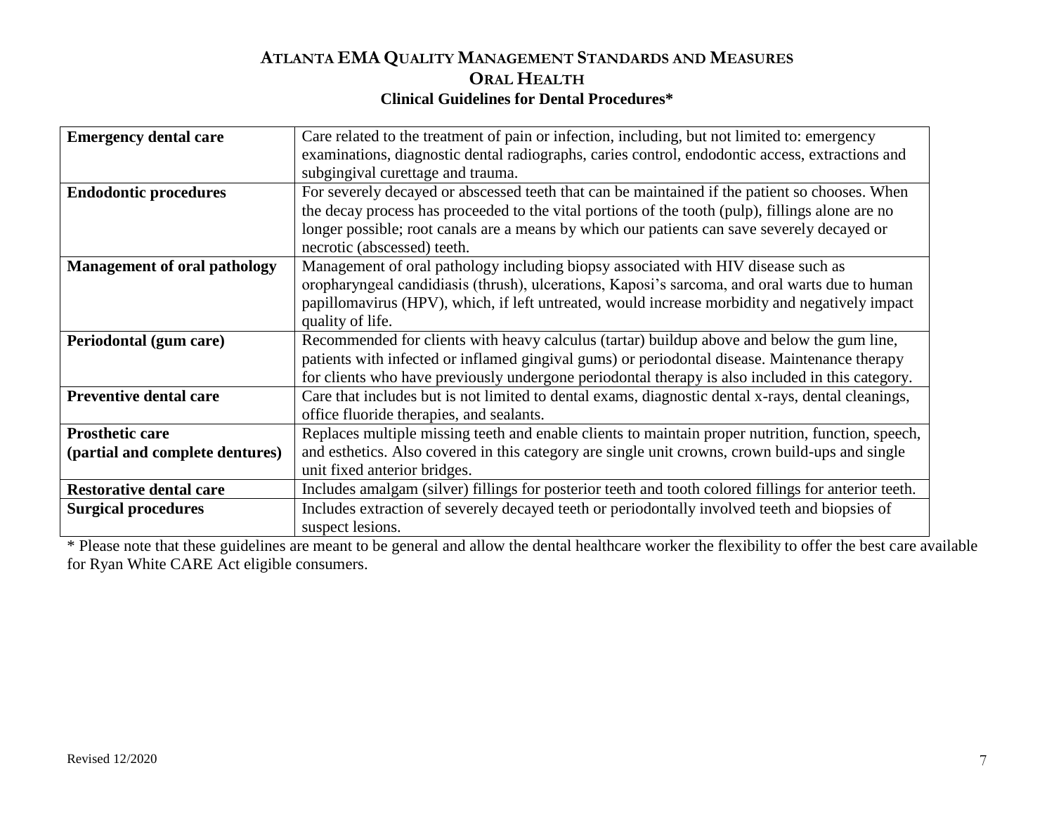# Atlanta EMA Quality Management Standards and Measures

## Oral Health

### Clinical Guidelines for Dental Procedures*

| | |
|---|---|
| **Emergency dental care** | Care related to the treatment of pain or infection, including, but not limited to: emergency examinations, diagnostic dental radiographs, caries control, endodontic access, extractions and subgingival curettage and trauma. |
| **Endodontic procedures** | For severely decayed or abscessed teeth that can be maintained if the patient so chooses. When the decay process has proceeded to the vital portions of the tooth (pulp), fillings alone are no longer possible; root canals are a means by which our patients can save severely decayed or necrotic (abscessed) teeth. |
| **Management of oral pathology** | Management of oral pathology including biopsy associated with HIV disease such as oropharyngeal candidiasis (thrush), ulcerations, Kaposi's sarcoma, and oral warts due to human papillomavirus (HPV), which, if left untreated, would increase morbidity and negatively impact quality of life. |
| **Periodontal (gum care)** | Recommended for clients with heavy calculus (tartar) buildup above and below the gum line, patients with infected or inflamed gingival gums) or periodontal disease. Maintenance therapy for clients who have previously undergone periodontal therapy is also included in this category. |
| **Preventive dental care** | Care that includes but is not limited to dental exams, diagnostic dental x-rays, dental cleanings, office fluoride therapies, and sealants. |
| **Prosthetic care (partial and complete dentures)** | Replaces multiple missing teeth and enable clients to maintain proper nutrition, function, speech, and esthetics. Also covered in this category are single unit crowns, crown build-ups and single unit fixed anterior bridges. |
| **Restorative dental care** | Includes amalgam (silver) fillings for posterior teeth and tooth colored fillings for anterior teeth. |
| **Surgical procedures** | Includes extraction of severely decayed teeth or periodontally involved teeth and biopsies of suspect lesions. |

* Please note that these guidelines are meant to be general and allow the dental healthcare worker the flexibility to offer the best care available for Ryan White CARE Act eligible consumers.

Revised 12/2020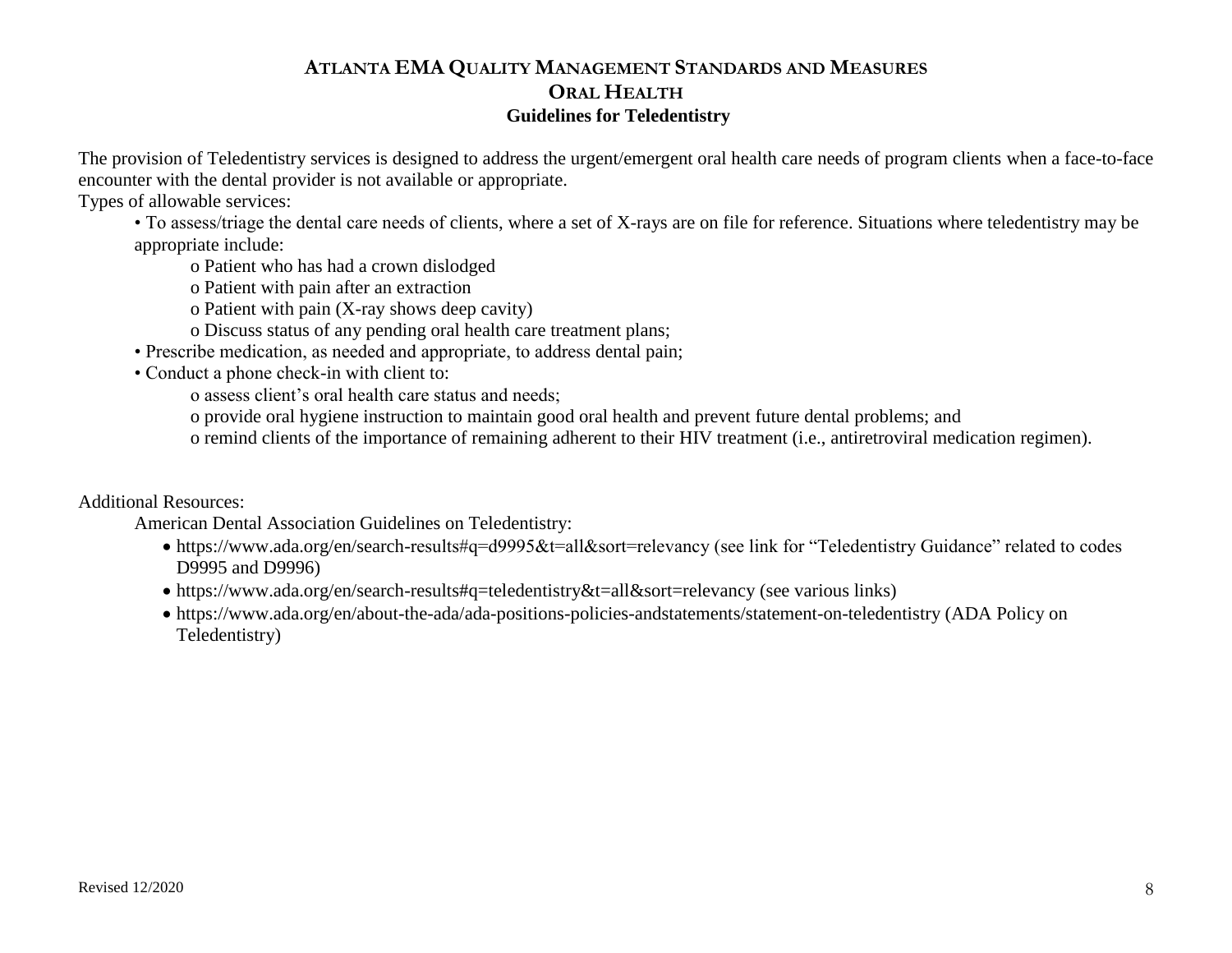# ATLANTA EMA QUALITY MANAGEMENT STANDARDS AND MEASURES
## ORAL HEALTH
### Guidelines for Teledentistry

The provision of Teledentistry services is designed to address the urgent/emergent oral health care needs of program clients when a face-to-face encounter with the dental provider is not available or appropriate.

Types of allowable services:

- To assess/triage the dental care needs of clients, where a set of X-rays are on file for reference. Situations where teledentistry may be appropriate include:
    - Patient who has had a crown dislodged
    - Patient with pain after an extraction
    - Patient with pain (X-ray shows deep cavity)
    - Discuss status of any pending oral health care treatment plans;
- Prescribe medication, as needed and appropriate, to address dental pain;
- Conduct a phone check-in with client to:
    - assess client's oral health care status and needs;
    - provide oral hygiene instruction to maintain good oral health and prevent future dental problems; and
    - remind clients of the importance of remaining adherent to their HIV treatment (i.e., antiretroviral medication regimen).

Additional Resources:

American Dental Association Guidelines on Teledentistry:

- https://www.ada.org/en/search-results#q=d9995&t=all&sort=relevancy (see link for "Teledentistry Guidance" related to codes D9995 and D9996)
- https://www.ada.org/en/search-results#q=teledentistry&t=all&sort=relevancy (see various links)
- https://www.ada.org/en/about-the-ada/ada-positions-policies-andstatements/statement-on-teledentistry (ADA Policy on Teledentistry)

Revised 12/2020